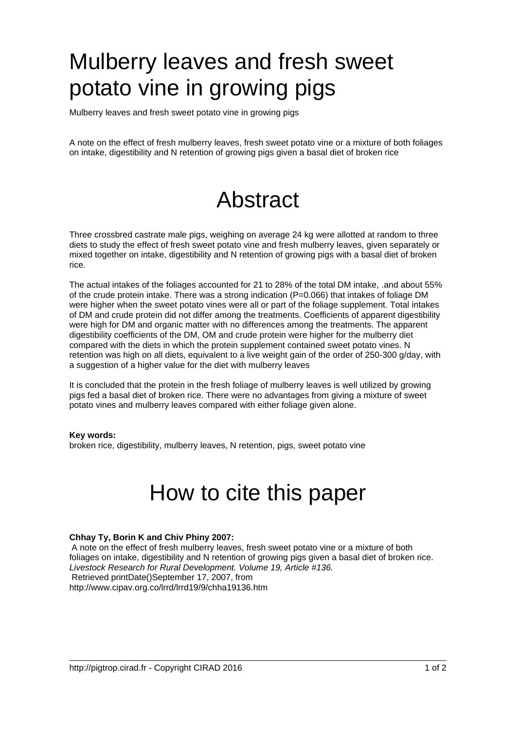# Mulberry leaves and fresh sweet potato vine in growing pigs

Mulberry leaves and fresh sweet potato vine in growing pigs

A note on the effect of fresh mulberry leaves, fresh sweet potato vine or a mixture of both foliages on intake, digestibility and N retention of growing pigs given a basal diet of broken rice

# Abstract

Three crossbred castrate male pigs, weighing on average 24 kg were allotted at random to three diets to study the effect of fresh sweet potato vine and fresh mulberry leaves, given separately or mixed together on intake, digestibility and N retention of growing pigs with a basal diet of broken rice.

The actual intakes of the foliages accounted for 21 to 28% of the total DM intake, .and about 55% of the crude protein intake. There was a strong indication (P=0.066) that intakes of foliage DM were higher when the sweet potato vines were all or part of the foliage supplement. Total intakes of DM and crude protein did not differ among the treatments. Coefficients of apparent digestibility were high for DM and organic matter with no differences among the treatments. The apparent digestibility coefficients of the DM, OM and crude protein were higher for the mulberry diet compared with the diets in which the protein supplement contained sweet potato vines. N retention was high on all diets, equivalent to a live weight gain of the order of 250-300 g/day, with a suggestion of a higher value for the diet with mulberry leaves

It is concluded that the protein in the fresh foliage of mulberry leaves is well utilized by growing pigs fed a basal diet of broken rice. There were no advantages from giving a mixture of sweet potato vines and mulberry leaves compared with either foliage given alone.

**Key words:**
broken rice, digestibility, mulberry leaves, N retention, pigs, sweet potato vine

# How to cite this paper

**Chhay Ty, Borin K and Chiv Phiny 2007:**
A note on the effect of fresh mulberry leaves, fresh sweet potato vine or a mixture of both foliages on intake, digestibility and N retention of growing pigs given a basal diet of broken rice. *Livestock Research for Rural Development. Volume 19, Article #136.*
Retrieved printDate()September 17, 2007, from
http://www.cipav.org.co/lrrd/lrrd19/9/chha19136.htm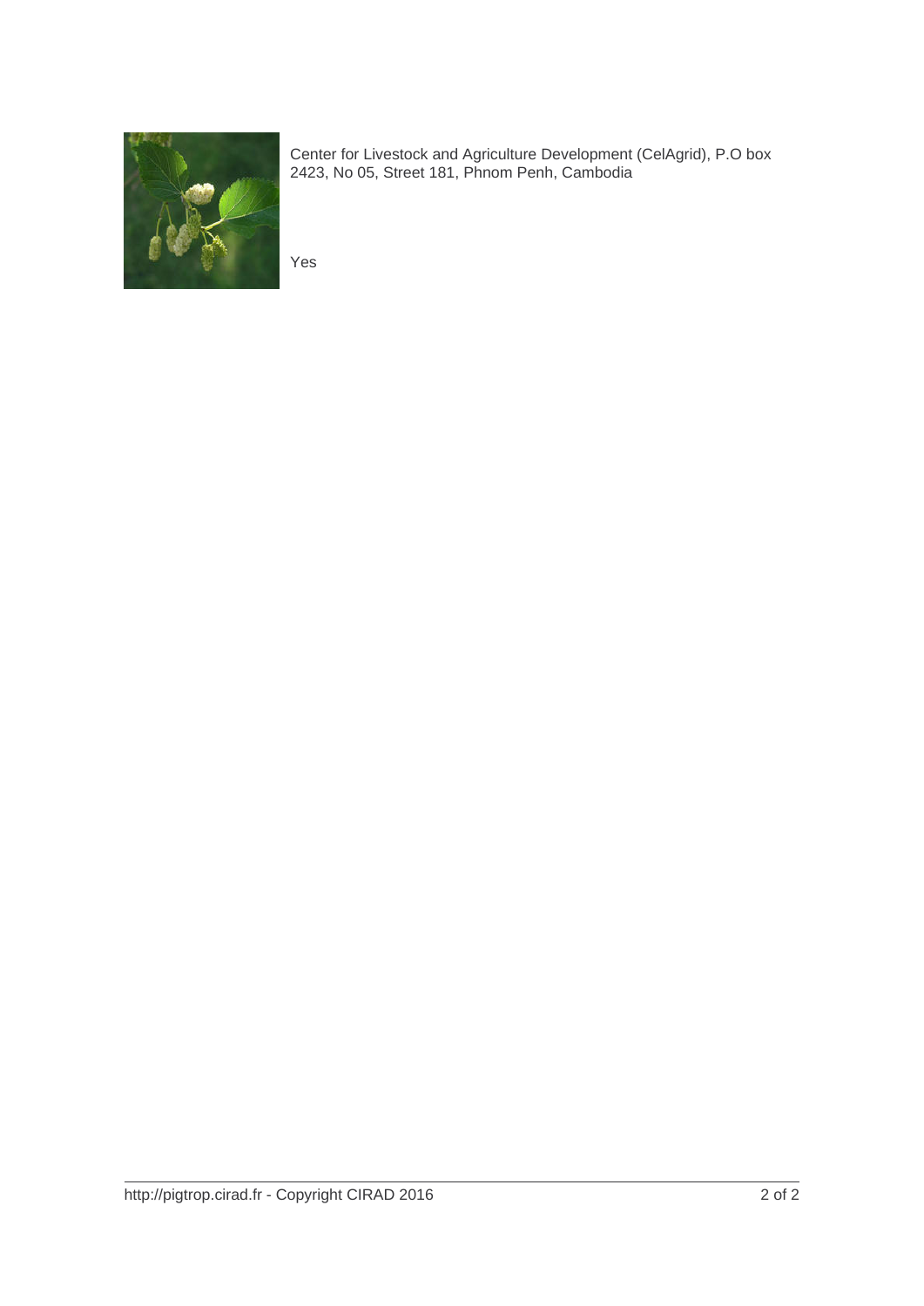Center for Livestock and Agriculture Development (CelAgrid), P.O box 2423, No 05, Street 181, Phnom Penh, Cambodia

Yes